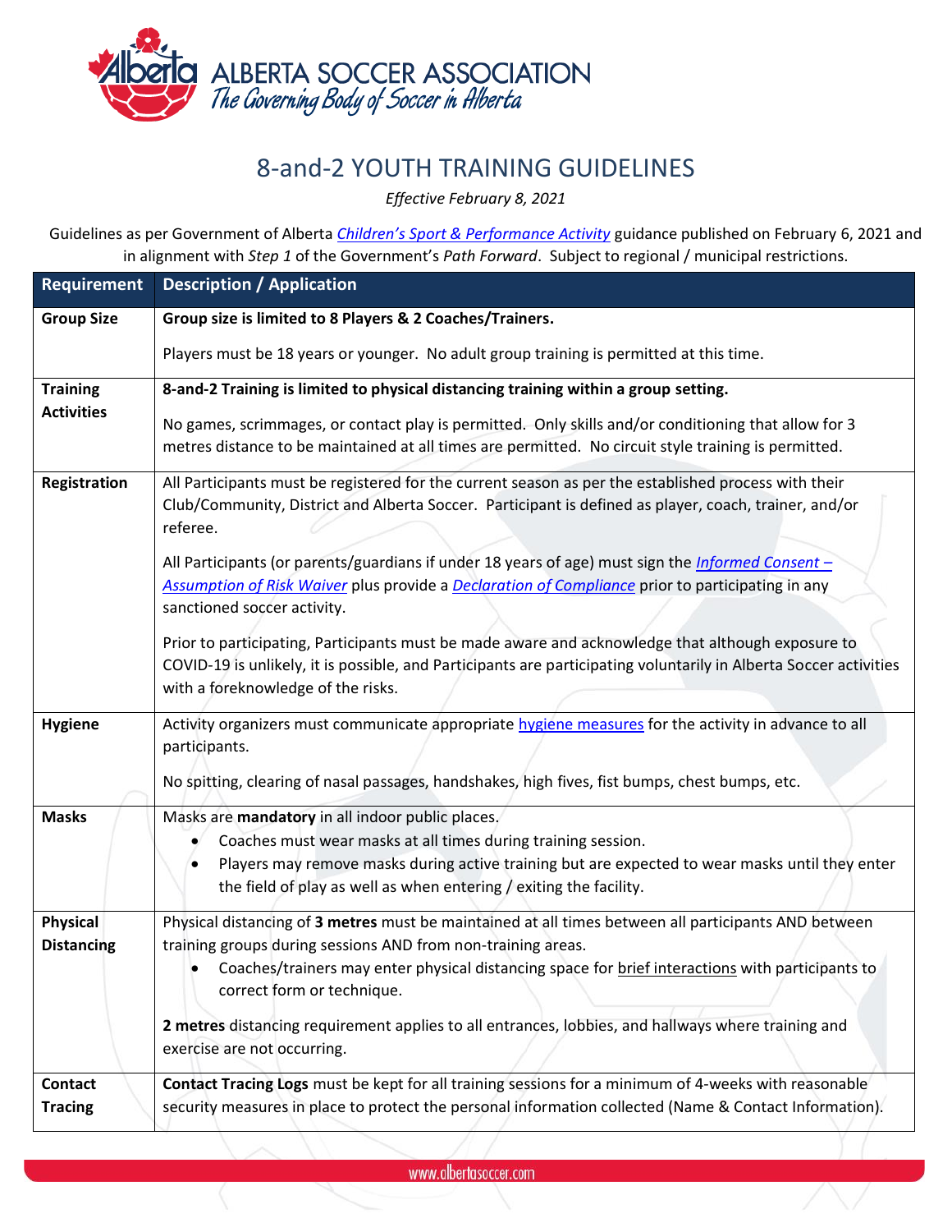ALBERTA SOCCER ASSOCIATION
*The Governing Body of Soccer in Alberta*

# 8-and-2 YOUTH TRAINING GUIDELINES

*Effective February 8, 2021*

Guidelines as per Government of Alberta *Children's Sport & Performance Activity* guidance published on February 6, 2021 and in alignment with *Step 1* of the Government's *Path Forward*. Subject to regional / municipal restrictions.

| Requirement | Description / Application |
|---|---|
| **Group Size** | **Group size is limited to 8 Players & 2 Coaches/Trainers.**<br><br>Players must be 18 years or younger. No adult group training is permitted at this time. |
| **Training Activities** | **8-and-2 Training is limited to physical distancing training within a group setting.**<br><br>No games, scrimmages, or contact play is permitted. Only skills and/or conditioning that allow for 3 metres distance to be maintained at all times are permitted. No circuit style training is permitted. |
| **Registration** | All Participants must be registered for the current season as per the established process with their Club/Community, District and Alberta Soccer. Participant is defined as player, coach, trainer, and/or referee.<br><br>All Participants (or parents/guardians if under 18 years of age) must sign the *Informed Consent – Assumption of Risk Waiver* plus provide a *Declaration of Compliance* prior to participating in any sanctioned soccer activity.<br><br>Prior to participating, Participants must be made aware and acknowledge that although exposure to COVID-19 is unlikely, it is possible, and Participants are participating voluntarily in Alberta Soccer activities with a foreknowledge of the risks. |
| **Hygiene** | Activity organizers must communicate appropriate hygiene measures for the activity in advance to all participants.<br><br>No spitting, clearing of nasal passages, handshakes, high fives, fist bumps, chest bumps, etc. |
| **Masks** | Masks are **mandatory** in all indoor public places.<br>• Coaches must wear masks at all times during training session.<br>• Players may remove masks during active training but are expected to wear masks until they enter the field of play as well as when entering / exiting the facility. |
| **Physical Distancing** | Physical distancing of **3 metres** must be maintained at all times between all participants AND between training groups during sessions AND from non-training areas.<br>• Coaches/trainers may enter physical distancing space for brief interactions with participants to correct form or technique.<br><br>**2 metres** distancing requirement applies to all entrances, lobbies, and hallways where training and exercise are not occurring. |
| **Contact Tracing** | **Contact Tracing Logs** must be kept for all training sessions for a minimum of 4-weeks with reasonable security measures in place to protect the personal information collected (Name & Contact Information). |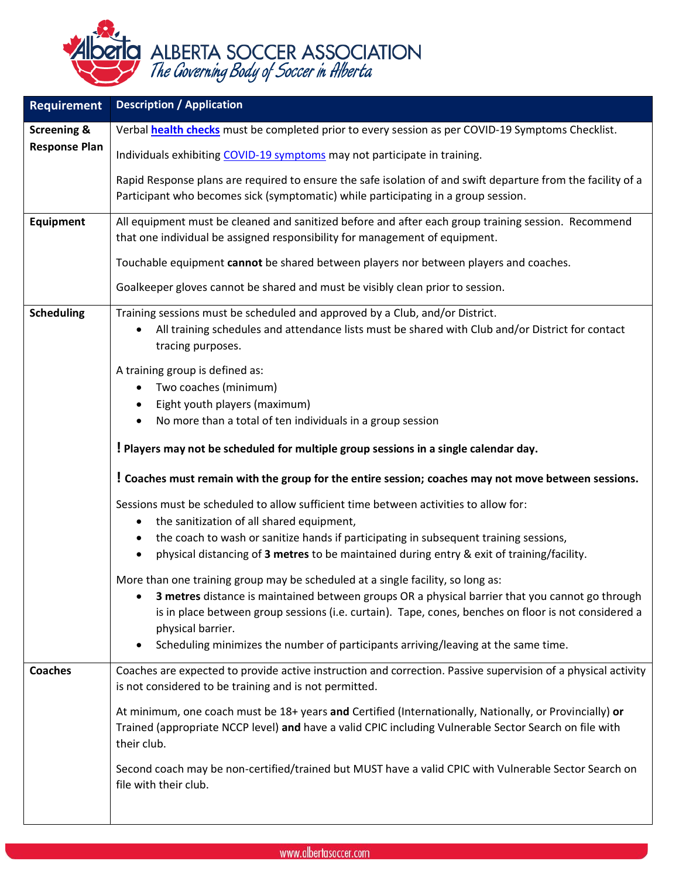# ALBERTA SOCCER ASSOCIATION
*The Governing Body of Soccer in Alberta*

| Requirement | Description / Application |
| --- | --- |
| **Screening & Response Plan** | Verbal **health checks** must be completed prior to every session as per COVID-19 Symptoms Checklist.<br><br>Individuals exhibiting COVID-19 symptoms may not participate in training.<br><br>Rapid Response plans are required to ensure the safe isolation of and swift departure from the facility of a Participant who becomes sick (symptomatic) while participating in a group session. |
| **Equipment** | All equipment must be cleaned and sanitized before and after each group training session. Recommend that one individual be assigned responsibility for management of equipment.<br><br>Touchable equipment **cannot** be shared between players nor between players and coaches.<br><br>Goalkeeper gloves cannot be shared and must be visibly clean prior to session. |
| **Scheduling** | Training sessions must be scheduled and approved by a Club, and/or District.<br>• All training schedules and attendance lists must be shared with Club and/or District for contact tracing purposes.<br><br>A training group is defined as:<br>• Two coaches (minimum)<br>• Eight youth players (maximum)<br>• No more than a total of ten individuals in a group session<br><br>**! Players may not be scheduled for multiple group sessions in a single calendar day.**<br><br>**! Coaches must remain with the group for the entire session; coaches may not move between sessions.**<br><br>Sessions must be scheduled to allow sufficient time between activities to allow for:<br>• the sanitization of all shared equipment,<br>• the coach to wash or sanitize hands if participating in subsequent training sessions,<br>• physical distancing of **3 metres** to be maintained during entry & exit of training/facility.<br><br>More than one training group may be scheduled at a single facility, so long as:<br>• **3 metres** distance is maintained between groups OR a physical barrier that you cannot go through is in place between group sessions (i.e. curtain). Tape, cones, benches on floor is not considered a physical barrier.<br>• Scheduling minimizes the number of participants arriving/leaving at the same time. |
| **Coaches** | Coaches are expected to provide active instruction and correction. Passive supervision of a physical activity is not considered to be training and is not permitted.<br><br>At minimum, one coach must be 18+ years **and** Certified (Internationally, Nationally, or Provincially) **or** Trained (appropriate NCCP level) **and** have a valid CPIC including Vulnerable Sector Search on file with their club.<br><br>Second coach may be non-certified/trained but MUST have a valid CPIC with Vulnerable Sector Search on file with their club. |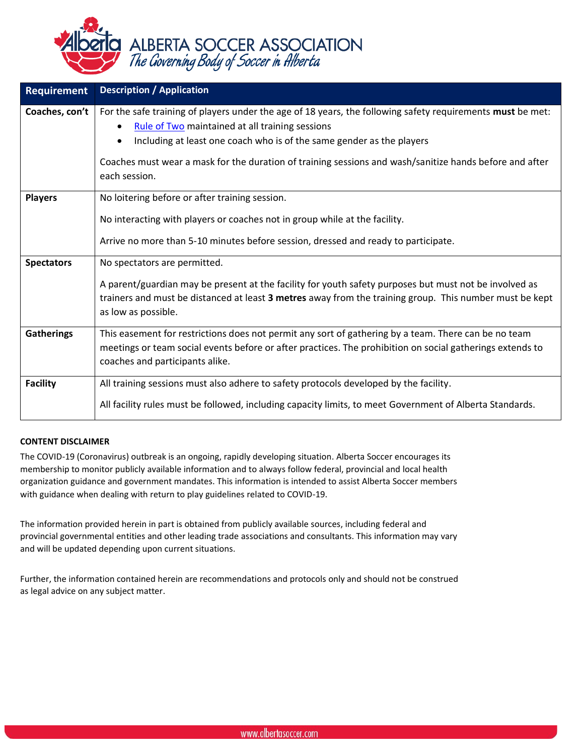| Requirement | Description / Application |
|---|---|
| Coaches, con't | For the safe training of players under the age of 18 years, the following safety requirements **must** be met:<br>• Rule of Two maintained at all training sessions<br>• Including at least one coach who is of the same gender as the players<br><br>Coaches must wear a mask for the duration of training sessions and wash/sanitize hands before and after each session. |
| Players | No loitering before or after training session.<br><br>No interacting with players or coaches not in group while at the facility.<br><br>Arrive no more than 5-10 minutes before session, dressed and ready to participate. |
| Spectators | No spectators are permitted.<br><br>A parent/guardian may be present at the facility for youth safety purposes but must not be involved as trainers and must be distanced at least **3 metres** away from the training group. This number must be kept as low as possible. |
| Gatherings | This easement for restrictions does not permit any sort of gathering by a team. There can be no team meetings or team social events before or after practices. The prohibition on social gatherings extends to coaches and participants alike. |
| Facility | All training sessions must also adhere to safety protocols developed by the facility.<br><br>All facility rules must be followed, including capacity limits, to meet Government of Alberta Standards. |

**CONTENT DISCLAIMER**

The COVID-19 (Coronavirus) outbreak is an ongoing, rapidly developing situation. Alberta Soccer encourages its membership to monitor publicly available information and to always follow federal, provincial and local health organization guidance and government mandates. This information is intended to assist Alberta Soccer members with guidance when dealing with return to play guidelines related to COVID-19.

The information provided herein in part is obtained from publicly available sources, including federal and provincial governmental entities and other leading trade associations and consultants. This information may vary and will be updated depending upon current situations.

Further, the information contained herein are recommendations and protocols only and should not be construed as legal advice on any subject matter.